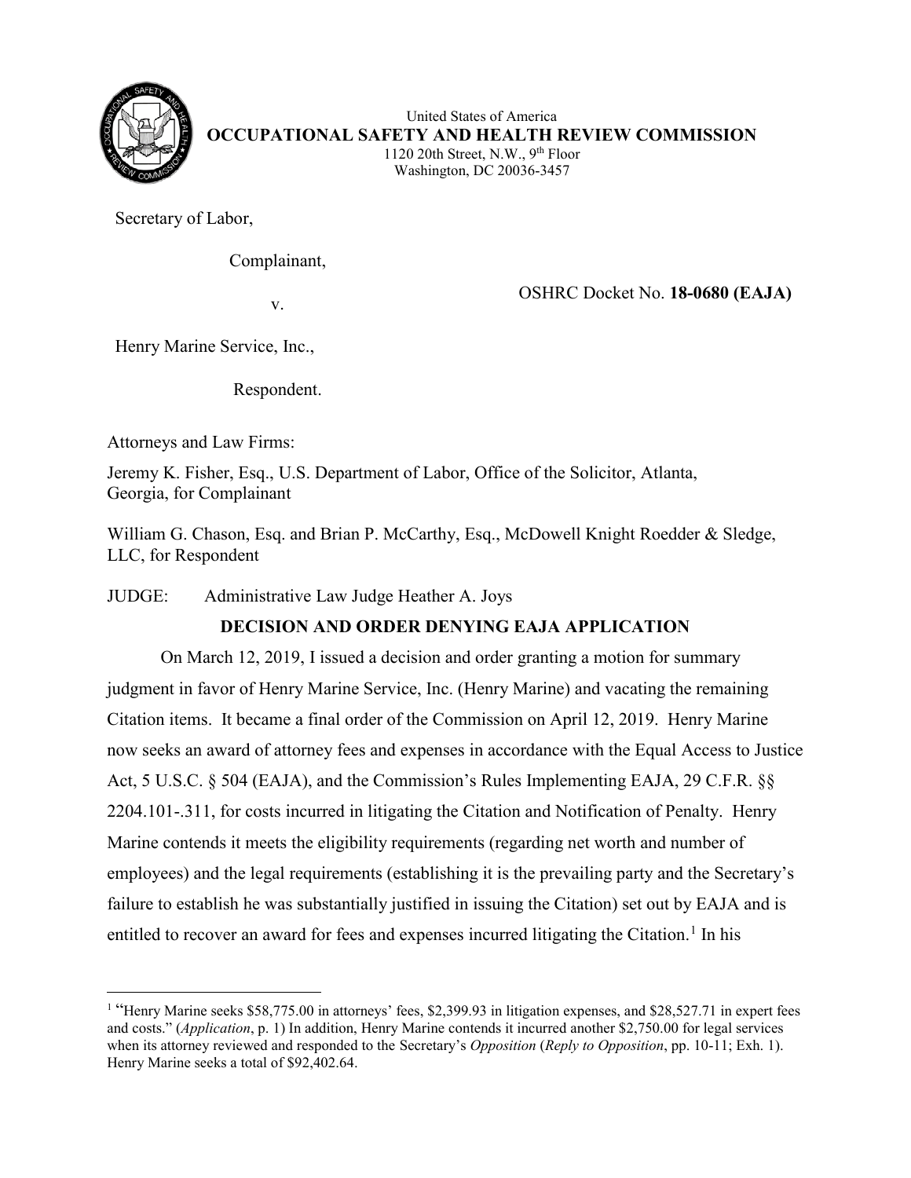United States of America
**OCCUPATIONAL SAFETY AND HEALTH REVIEW COMMISSION**
1120 20th Street, N.W., 9th Floor
Washington, DC 20036-3457

Secretary of Labor,

Complainant,

v.

OSHRC Docket No. **18-0680 (EAJA)**

Henry Marine Service, Inc.,

Respondent.

Attorneys and Law Firms:

Jeremy K. Fisher, Esq., U.S. Department of Labor, Office of the Solicitor, Atlanta, Georgia, for Complainant

William G. Chason, Esq. and Brian P. McCarthy, Esq., McDowell Knight Roedder & Sledge, LLC, for Respondent

JUDGE: Administrative Law Judge Heather A. Joys

## DECISION AND ORDER DENYING EAJA APPLICATION

On March 12, 2019, I issued a decision and order granting a motion for summary judgment in favor of Henry Marine Service, Inc. (Henry Marine) and vacating the remaining Citation items. It became a final order of the Commission on April 12, 2019. Henry Marine now seeks an award of attorney fees and expenses in accordance with the Equal Access to Justice Act, 5 U.S.C. § 504 (EAJA), and the Commission's Rules Implementing EAJA, 29 C.F.R. §§ 2204.101-.311, for costs incurred in litigating the Citation and Notification of Penalty. Henry Marine contends it meets the eligibility requirements (regarding net worth and number of employees) and the legal requirements (establishing it is the prevailing party and the Secretary's failure to establish he was substantially justified in issuing the Citation) set out by EAJA and is entitled to recover an award for fees and expenses incurred litigating the Citation.[1] In his

[1] "Henry Marine seeks $58,775.00 in attorneys' fees, $2,399.93 in litigation expenses, and $28,527.71 in expert fees and costs." (*Application*, p. 1) In addition, Henry Marine contends it incurred another $2,750.00 for legal services when its attorney reviewed and responded to the Secretary's *Opposition* (*Reply to Opposition*, pp. 10-11; Exh. 1). Henry Marine seeks a total of $92,402.64.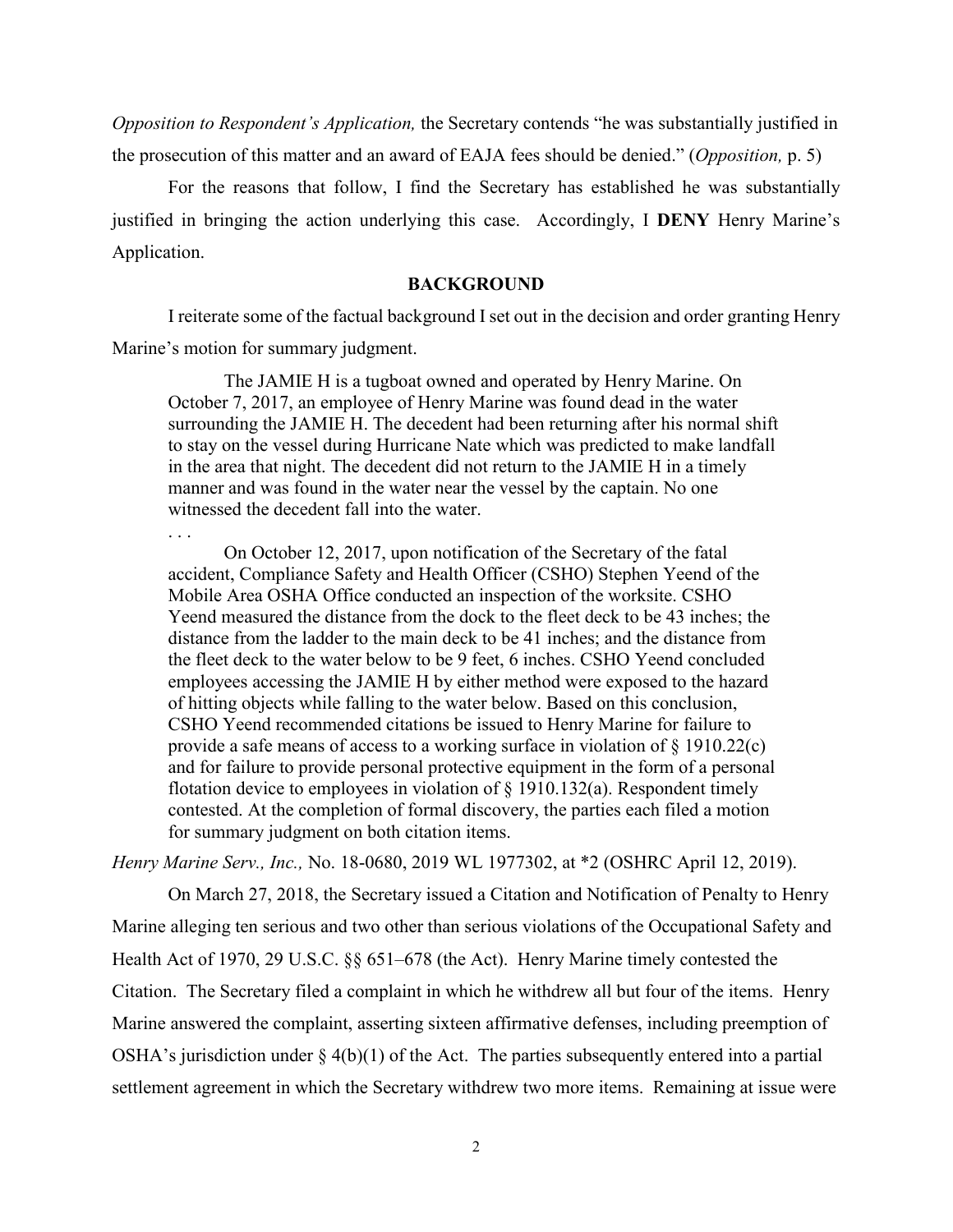*Opposition to Respondent's Application,* the Secretary contends "he was substantially justified in the prosecution of this matter and an award of EAJA fees should be denied." (*Opposition,* p. 5)

For the reasons that follow, I find the Secretary has established he was substantially justified in bringing the action underlying this case. Accordingly, I **DENY** Henry Marine's Application.

## BACKGROUND

I reiterate some of the factual background I set out in the decision and order granting Henry Marine's motion for summary judgment.

> The JAMIE H is a tugboat owned and operated by Henry Marine. On October 7, 2017, an employee of Henry Marine was found dead in the water surrounding the JAMIE H. The decedent had been returning after his normal shift to stay on the vessel during Hurricane Nate which was predicted to make landfall in the area that night. The decedent did not return to the JAMIE H in a timely manner and was found in the water near the vessel by the captain. No one witnessed the decedent fall into the water.
>
> . . .
>
> On October 12, 2017, upon notification of the Secretary of the fatal accident, Compliance Safety and Health Officer (CSHO) Stephen Yeend of the Mobile Area OSHA Office conducted an inspection of the worksite. CSHO Yeend measured the distance from the dock to the fleet deck to be 43 inches; the distance from the ladder to the main deck to be 41 inches; and the distance from the fleet deck to the water below to be 9 feet, 6 inches. CSHO Yeend concluded employees accessing the JAMIE H by either method were exposed to the hazard of hitting objects while falling to the water below. Based on this conclusion, CSHO Yeend recommended citations be issued to Henry Marine for failure to provide a safe means of access to a working surface in violation of § 1910.22(c) and for failure to provide personal protective equipment in the form of a personal flotation device to employees in violation of § 1910.132(a). Respondent timely contested. At the completion of formal discovery, the parties each filed a motion for summary judgment on both citation items.

*Henry Marine Serv., Inc.,* No. 18-0680, 2019 WL 1977302, at *2 (OSHRC April 12, 2019).

On March 27, 2018, the Secretary issued a Citation and Notification of Penalty to Henry Marine alleging ten serious and two other than serious violations of the Occupational Safety and Health Act of 1970, 29 U.S.C. §§ 651–678 (the Act). Henry Marine timely contested the Citation. The Secretary filed a complaint in which he withdrew all but four of the items. Henry Marine answered the complaint, asserting sixteen affirmative defenses, including preemption of OSHA's jurisdiction under § 4(b)(1) of the Act. The parties subsequently entered into a partial settlement agreement in which the Secretary withdrew two more items. Remaining at issue were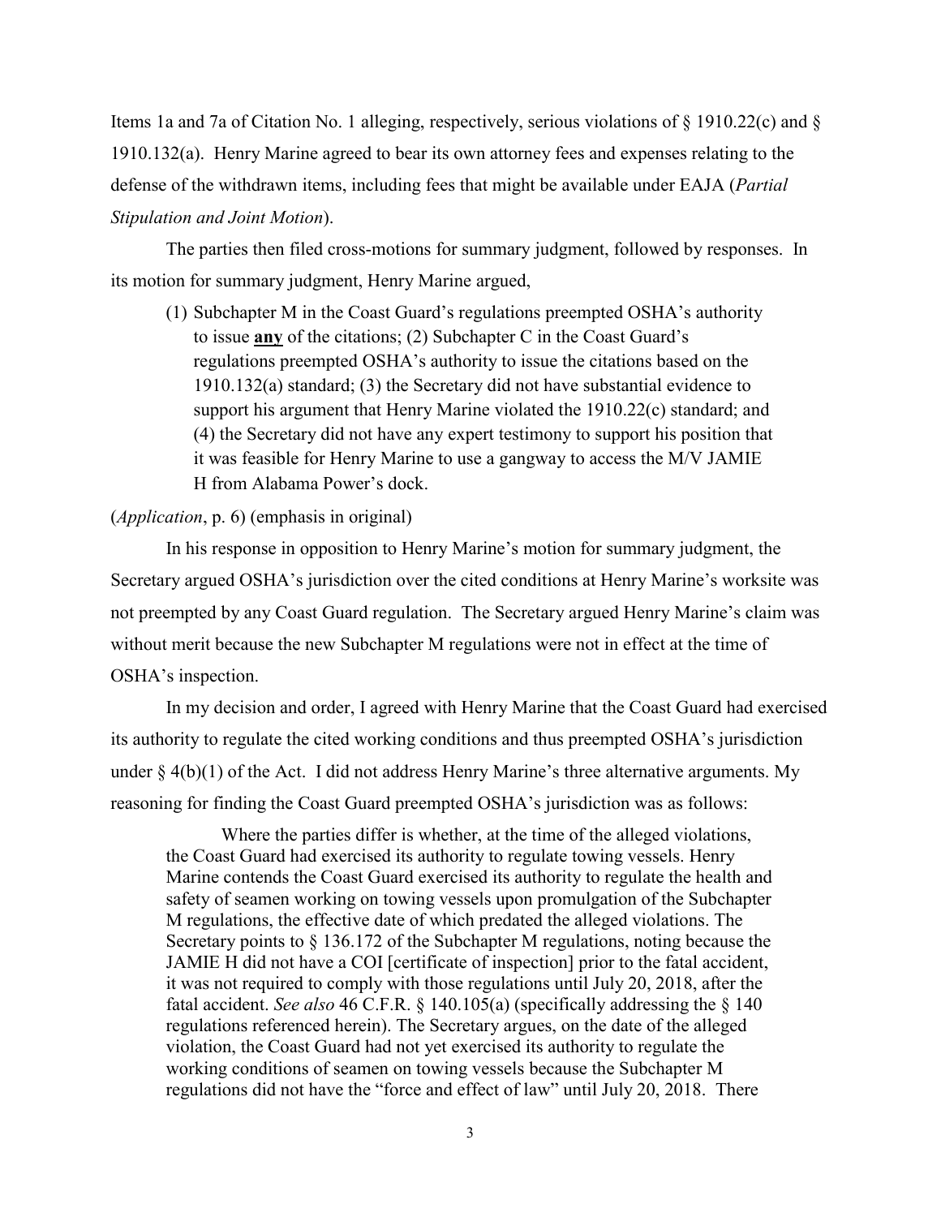Items 1a and 7a of Citation No. 1 alleging, respectively, serious violations of § 1910.22(c) and § 1910.132(a). Henry Marine agreed to bear its own attorney fees and expenses relating to the defense of the withdrawn items, including fees that might be available under EAJA (*Partial Stipulation and Joint Motion*).

The parties then filed cross-motions for summary judgment, followed by responses. In its motion for summary judgment, Henry Marine argued,

> (1) Subchapter M in the Coast Guard's regulations preempted OSHA's authority to issue **any** of the citations; (2) Subchapter C in the Coast Guard's regulations preempted OSHA's authority to issue the citations based on the 1910.132(a) standard; (3) the Secretary did not have substantial evidence to support his argument that Henry Marine violated the 1910.22(c) standard; and (4) the Secretary did not have any expert testimony to support his position that it was feasible for Henry Marine to use a gangway to access the M/V JAMIE H from Alabama Power's dock.

(*Application*, p. 6) (emphasis in original)

In his response in opposition to Henry Marine's motion for summary judgment, the Secretary argued OSHA's jurisdiction over the cited conditions at Henry Marine's worksite was not preempted by any Coast Guard regulation. The Secretary argued Henry Marine's claim was without merit because the new Subchapter M regulations were not in effect at the time of OSHA's inspection.

In my decision and order, I agreed with Henry Marine that the Coast Guard had exercised its authority to regulate the cited working conditions and thus preempted OSHA's jurisdiction under § 4(b)(1) of the Act. I did not address Henry Marine's three alternative arguments. My reasoning for finding the Coast Guard preempted OSHA's jurisdiction was as follows:

> Where the parties differ is whether, at the time of the alleged violations, the Coast Guard had exercised its authority to regulate towing vessels. Henry Marine contends the Coast Guard exercised its authority to regulate the health and safety of seamen working on towing vessels upon promulgation of the Subchapter M regulations, the effective date of which predated the alleged violations. The Secretary points to § 136.172 of the Subchapter M regulations, noting because the JAMIE H did not have a COI [certificate of inspection] prior to the fatal accident, it was not required to comply with those regulations until July 20, 2018, after the fatal accident. *See also* 46 C.F.R. § 140.105(a) (specifically addressing the § 140 regulations referenced herein). The Secretary argues, on the date of the alleged violation, the Coast Guard had not yet exercised its authority to regulate the working conditions of seamen on towing vessels because the Subchapter M regulations did not have the "force and effect of law" until July 20, 2018. There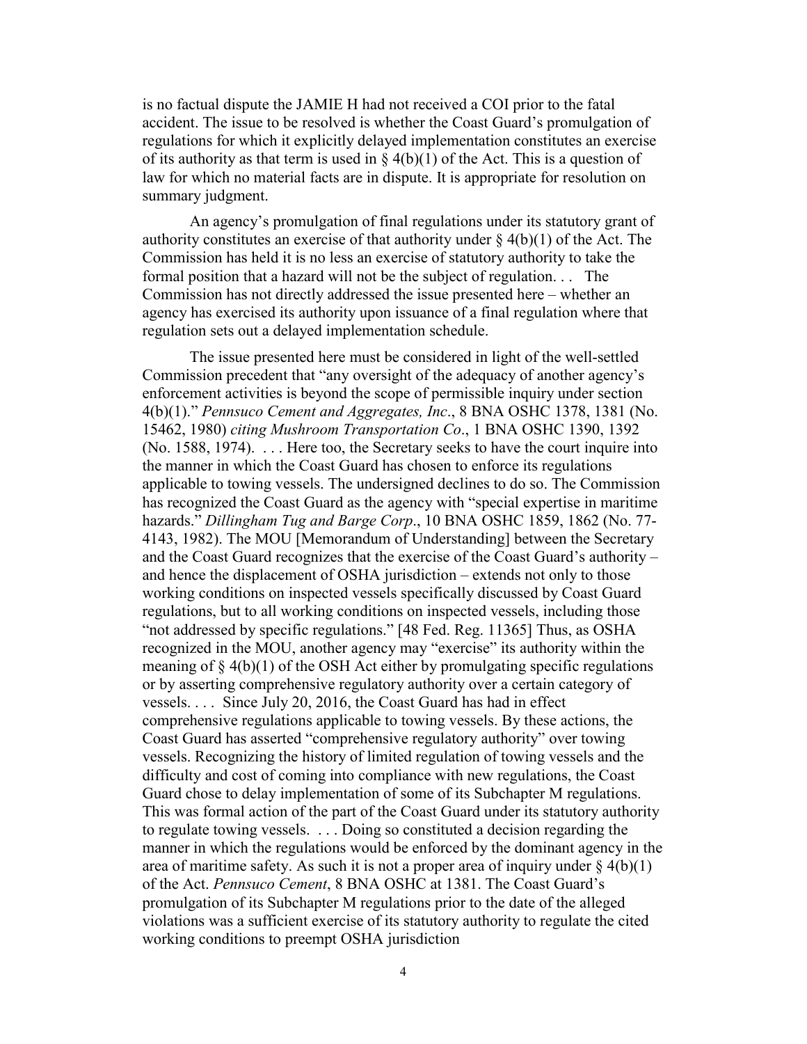is no factual dispute the JAMIE H had not received a COI prior to the fatal accident. The issue to be resolved is whether the Coast Guard's promulgation of regulations for which it explicitly delayed implementation constitutes an exercise of its authority as that term is used in § 4(b)(1) of the Act. This is a question of law for which no material facts are in dispute. It is appropriate for resolution on summary judgment.

An agency's promulgation of final regulations under its statutory grant of authority constitutes an exercise of that authority under § 4(b)(1) of the Act. The Commission has held it is no less an exercise of statutory authority to take the formal position that a hazard will not be the subject of regulation. . . The Commission has not directly addressed the issue presented here – whether an agency has exercised its authority upon issuance of a final regulation where that regulation sets out a delayed implementation schedule.

The issue presented here must be considered in light of the well-settled Commission precedent that "any oversight of the adequacy of another agency's enforcement activities is beyond the scope of permissible inquiry under section 4(b)(1)." *Pennsuco Cement and Aggregates, Inc*., 8 BNA OSHC 1378, 1381 (No. 15462, 1980) *citing Mushroom Transportation Co*., 1 BNA OSHC 1390, 1392 (No. 1588, 1974). . . . Here too, the Secretary seeks to have the court inquire into the manner in which the Coast Guard has chosen to enforce its regulations applicable to towing vessels. The undersigned declines to do so. The Commission has recognized the Coast Guard as the agency with "special expertise in maritime hazards." *Dillingham Tug and Barge Corp*., 10 BNA OSHC 1859, 1862 (No. 77-4143, 1982). The MOU [Memorandum of Understanding] between the Secretary and the Coast Guard recognizes that the exercise of the Coast Guard's authority – and hence the displacement of OSHA jurisdiction – extends not only to those working conditions on inspected vessels specifically discussed by Coast Guard regulations, but to all working conditions on inspected vessels, including those "not addressed by specific regulations." [48 Fed. Reg. 11365] Thus, as OSHA recognized in the MOU, another agency may "exercise" its authority within the meaning of § 4(b)(1) of the OSH Act either by promulgating specific regulations or by asserting comprehensive regulatory authority over a certain category of vessels. . . . Since July 20, 2016, the Coast Guard has had in effect comprehensive regulations applicable to towing vessels. By these actions, the Coast Guard has asserted "comprehensive regulatory authority" over towing vessels. Recognizing the history of limited regulation of towing vessels and the difficulty and cost of coming into compliance with new regulations, the Coast Guard chose to delay implementation of some of its Subchapter M regulations. This was formal action of the part of the Coast Guard under its statutory authority to regulate towing vessels. . . . Doing so constituted a decision regarding the manner in which the regulations would be enforced by the dominant agency in the area of maritime safety. As such it is not a proper area of inquiry under § 4(b)(1) of the Act. *Pennsuco Cement*, 8 BNA OSHC at 1381. The Coast Guard's promulgation of its Subchapter M regulations prior to the date of the alleged violations was a sufficient exercise of its statutory authority to regulate the cited working conditions to preempt OSHA jurisdiction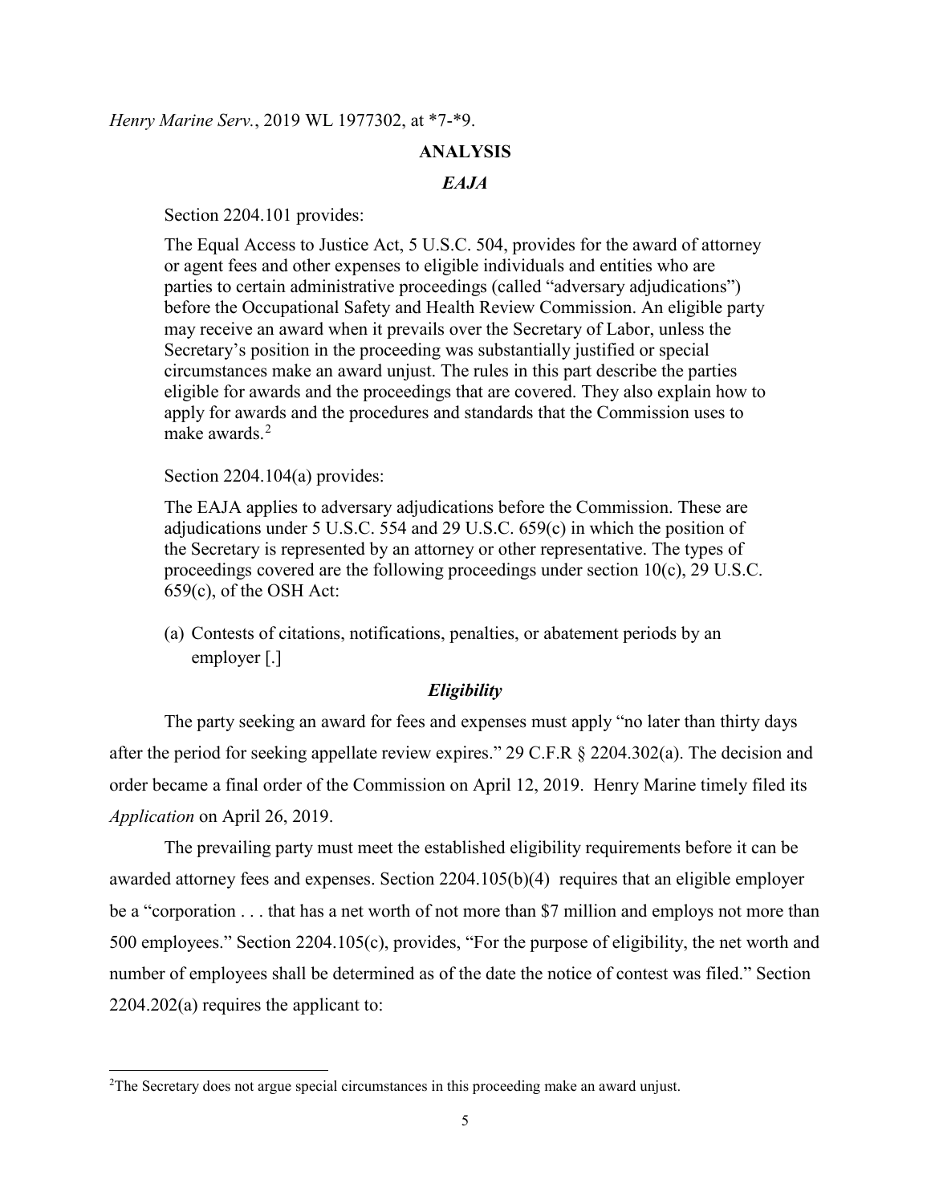*Henry Marine Serv.*, 2019 WL 1977302, at *7-*9.

## ANALYSIS

### *EAJA*

Section 2204.101 provides:

> The Equal Access to Justice Act, 5 U.S.C. 504, provides for the award of attorney or agent fees and other expenses to eligible individuals and entities who are parties to certain administrative proceedings (called "adversary adjudications") before the Occupational Safety and Health Review Commission. An eligible party may receive an award when it prevails over the Secretary of Labor, unless the Secretary's position in the proceeding was substantially justified or special circumstances make an award unjust. The rules in this part describe the parties eligible for awards and the proceedings that are covered. They also explain how to apply for awards and the procedures and standards that the Commission uses to make awards.[2]

Section 2204.104(a) provides:

> The EAJA applies to adversary adjudications before the Commission. These are adjudications under 5 U.S.C. 554 and 29 U.S.C. 659(c) in which the position of the Secretary is represented by an attorney or other representative. The types of proceedings covered are the following proceedings under section 10(c), 29 U.S.C. 659(c), of the OSH Act:
>
> (a) Contests of citations, notifications, penalties, or abatement periods by an employer [.]

### *Eligibility*

The party seeking an award for fees and expenses must apply "no later than thirty days after the period for seeking appellate review expires." 29 C.F.R § 2204.302(a). The decision and order became a final order of the Commission on April 12, 2019. Henry Marine timely filed its *Application* on April 26, 2019.

The prevailing party must meet the established eligibility requirements before it can be awarded attorney fees and expenses. Section 2204.105(b)(4) requires that an eligible employer be a "corporation . . . that has a net worth of not more than $7 million and employs not more than 500 employees." Section 2204.105(c), provides, "For the purpose of eligibility, the net worth and number of employees shall be determined as of the date the notice of contest was filed." Section 2204.202(a) requires the applicant to:

---

[2] The Secretary does not argue special circumstances in this proceeding make an award unjust.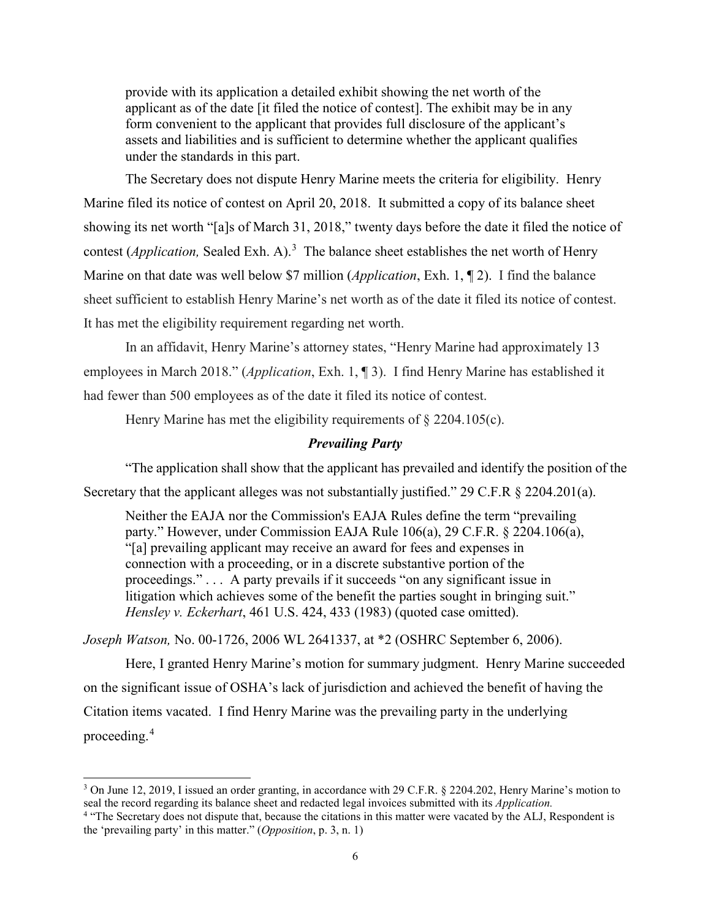> provide with its application a detailed exhibit showing the net worth of the applicant as of the date [it filed the notice of contest]. The exhibit may be in any form convenient to the applicant that provides full disclosure of the applicant's assets and liabilities and is sufficient to determine whether the applicant qualifies under the standards in this part.

The Secretary does not dispute Henry Marine meets the criteria for eligibility. Henry Marine filed its notice of contest on April 20, 2018. It submitted a copy of its balance sheet showing its net worth "[a]s of March 31, 2018," twenty days before the date it filed the notice of contest (*Application,* Sealed Exh. A).[3] The balance sheet establishes the net worth of Henry Marine on that date was well below $7 million (*Application*, Exh. 1, ¶ 2). I find the balance sheet sufficient to establish Henry Marine's net worth as of the date it filed its notice of contest. It has met the eligibility requirement regarding net worth.

In an affidavit, Henry Marine's attorney states, "Henry Marine had approximately 13 employees in March 2018." (*Application*, Exh. 1, ¶ 3). I find Henry Marine has established it had fewer than 500 employees as of the date it filed its notice of contest.

Henry Marine has met the eligibility requirements of § 2204.105(c).

### *Prevailing Party*

"The application shall show that the applicant has prevailed and identify the position of the Secretary that the applicant alleges was not substantially justified." 29 C.F.R § 2204.201(a).

> Neither the EAJA nor the Commission's EAJA Rules define the term "prevailing party." However, under Commission EAJA Rule 106(a), 29 C.F.R. § 2204.106(a), "[a] prevailing applicant may receive an award for fees and expenses in connection with a proceeding, or in a discrete substantive portion of the proceedings." . . . A party prevails if it succeeds "on any significant issue in litigation which achieves some of the benefit the parties sought in bringing suit." *Hensley v. Eckerhart*, 461 U.S. 424, 433 (1983) (quoted case omitted).

*Joseph Watson,* No. 00-1726, 2006 WL 2641337, at *2 (OSHRC September 6, 2006).

Here, I granted Henry Marine's motion for summary judgment. Henry Marine succeeded on the significant issue of OSHA's lack of jurisdiction and achieved the benefit of having the Citation items vacated. I find Henry Marine was the prevailing party in the underlying proceeding.[4]

---

[3] On June 12, 2019, I issued an order granting, in accordance with 29 C.F.R. § 2204.202, Henry Marine's motion to seal the record regarding its balance sheet and redacted legal invoices submitted with its *Application.*

[4] "The Secretary does not dispute that, because the citations in this matter were vacated by the ALJ, Respondent is the 'prevailing party' in this matter." (*Opposition*, p. 3, n. 1)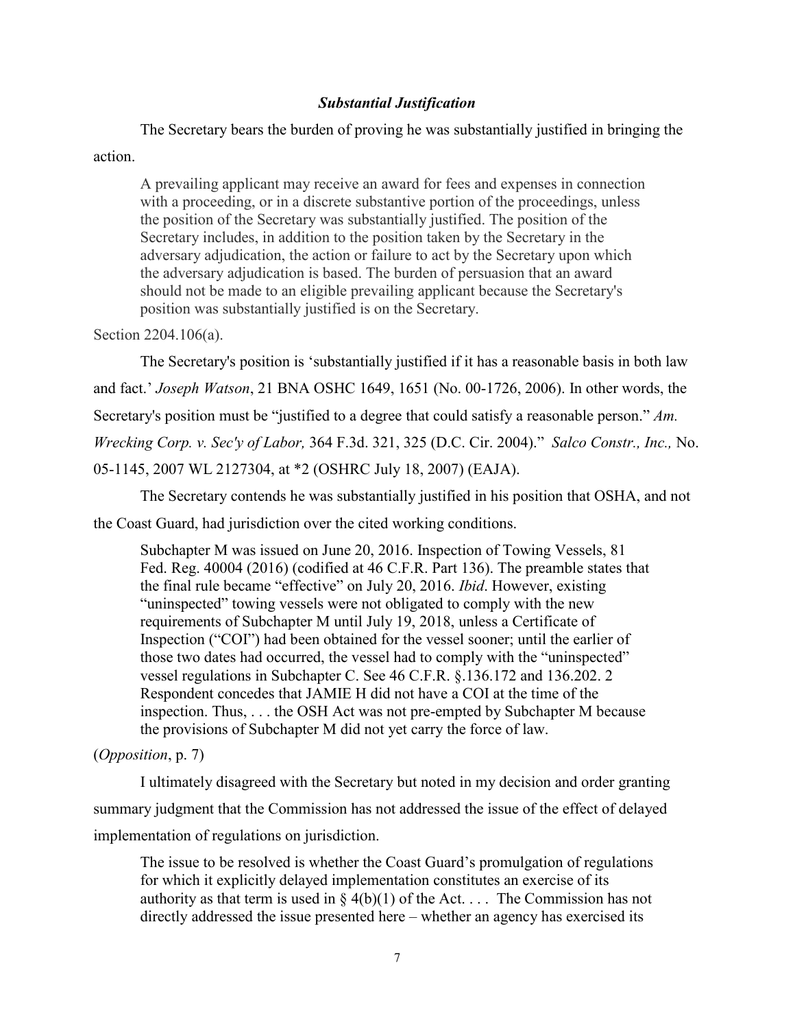### *Substantial Justification*

The Secretary bears the burden of proving he was substantially justified in bringing the action.

> A prevailing applicant may receive an award for fees and expenses in connection with a proceeding, or in a discrete substantive portion of the proceedings, unless the position of the Secretary was substantially justified. The position of the Secretary includes, in addition to the position taken by the Secretary in the adversary adjudication, the action or failure to act by the Secretary upon which the adversary adjudication is based. The burden of persuasion that an award should not be made to an eligible prevailing applicant because the Secretary's position was substantially justified is on the Secretary.

Section 2204.106(a).

The Secretary's position is 'substantially justified if it has a reasonable basis in both law and fact.' *Joseph Watson*, 21 BNA OSHC 1649, 1651 (No. 00-1726, 2006). In other words, the Secretary's position must be "justified to a degree that could satisfy a reasonable person." *Am. Wrecking Corp. v. Sec'y of Labor,* 364 F.3d. 321, 325 (D.C. Cir. 2004)." *Salco Constr., Inc.,* No. 05-1145, 2007 WL 2127304, at *2 (OSHRC July 18, 2007) (EAJA).

The Secretary contends he was substantially justified in his position that OSHA, and not the Coast Guard, had jurisdiction over the cited working conditions.

> Subchapter M was issued on June 20, 2016. Inspection of Towing Vessels, 81 Fed. Reg. 40004 (2016) (codified at 46 C.F.R. Part 136). The preamble states that the final rule became "effective" on July 20, 2016. *Ibid*. However, existing "uninspected" towing vessels were not obligated to comply with the new requirements of Subchapter M until July 19, 2018, unless a Certificate of Inspection ("COI") had been obtained for the vessel sooner; until the earlier of those two dates had occurred, the vessel had to comply with the "uninspected" vessel regulations in Subchapter C. See 46 C.F.R. §.136.172 and 136.202. 2 Respondent concedes that JAMIE H did not have a COI at the time of the inspection. Thus, . . . the OSH Act was not pre-empted by Subchapter M because the provisions of Subchapter M did not yet carry the force of law.

(*Opposition*, p. 7)

I ultimately disagreed with the Secretary but noted in my decision and order granting summary judgment that the Commission has not addressed the issue of the effect of delayed implementation of regulations on jurisdiction.

> The issue to be resolved is whether the Coast Guard's promulgation of regulations for which it explicitly delayed implementation constitutes an exercise of its authority as that term is used in § 4(b)(1) of the Act. . . . The Commission has not directly addressed the issue presented here – whether an agency has exercised its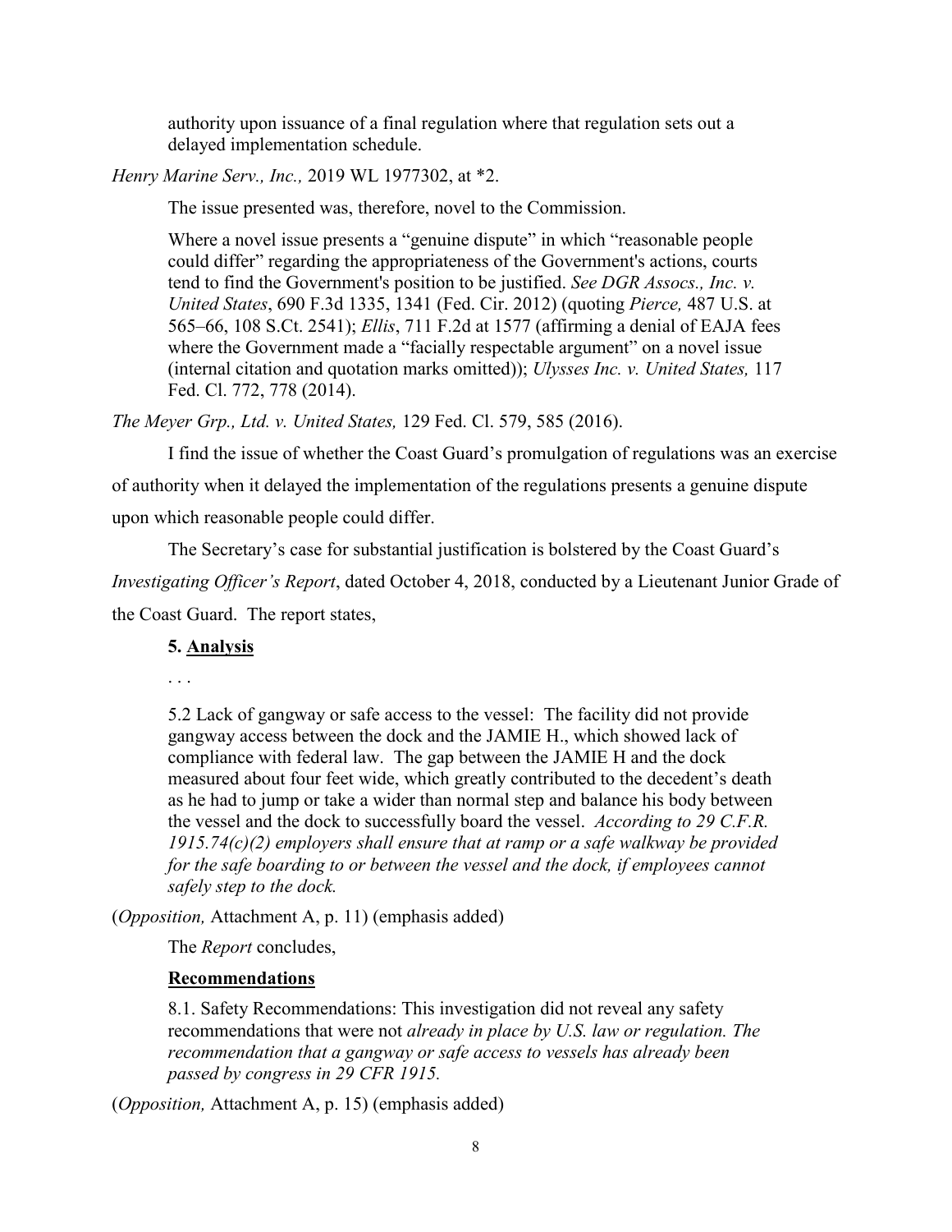> authority upon issuance of a final regulation where that regulation sets out a delayed implementation schedule.

*Henry Marine Serv., Inc.,* 2019 WL 1977302, at *2.

The issue presented was, therefore, novel to the Commission.

> Where a novel issue presents a "genuine dispute" in which "reasonable people could differ" regarding the appropriateness of the Government's actions, courts tend to find the Government's position to be justified. *See DGR Assocs., Inc. v. United States*, 690 F.3d 1335, 1341 (Fed. Cir. 2012) (quoting *Pierce,* 487 U.S. at 565–66, 108 S.Ct. 2541); *Ellis*, 711 F.2d at 1577 (affirming a denial of EAJA fees where the Government made a "facially respectable argument" on a novel issue (internal citation and quotation marks omitted)); *Ulysses Inc. v. United States,* 117 Fed. Cl. 772, 778 (2014).

*The Meyer Grp., Ltd. v. United States,* 129 Fed. Cl. 579, 585 (2016).

I find the issue of whether the Coast Guard's promulgation of regulations was an exercise of authority when it delayed the implementation of the regulations presents a genuine dispute upon which reasonable people could differ.

The Secretary's case for substantial justification is bolstered by the Coast Guard's *Investigating Officer's Report*, dated October 4, 2018, conducted by a Lieutenant Junior Grade of the Coast Guard. The report states,

> **5. Analysis**
>
> . . .
>
> 5.2 Lack of gangway or safe access to the vessel: The facility did not provide gangway access between the dock and the JAMIE H., which showed lack of compliance with federal law. The gap between the JAMIE H and the dock measured about four feet wide, which greatly contributed to the decedent's death as he had to jump or take a wider than normal step and balance his body between the vessel and the dock to successfully board the vessel. *According to 29 C.F.R. 1915.74(c)(2) employers shall ensure that at ramp or a safe walkway be provided for the safe boarding to or between the vessel and the dock, if employees cannot safely step to the dock.*

(*Opposition,* Attachment A, p. 11) (emphasis added)

The *Report* concludes,

> **Recommendations**
>
> 8.1. Safety Recommendations: This investigation did not reveal any safety recommendations that were not *already in place by U.S. law or regulation. The recommendation that a gangway or safe access to vessels has already been passed by congress in 29 CFR 1915.*

(*Opposition,* Attachment A, p. 15) (emphasis added)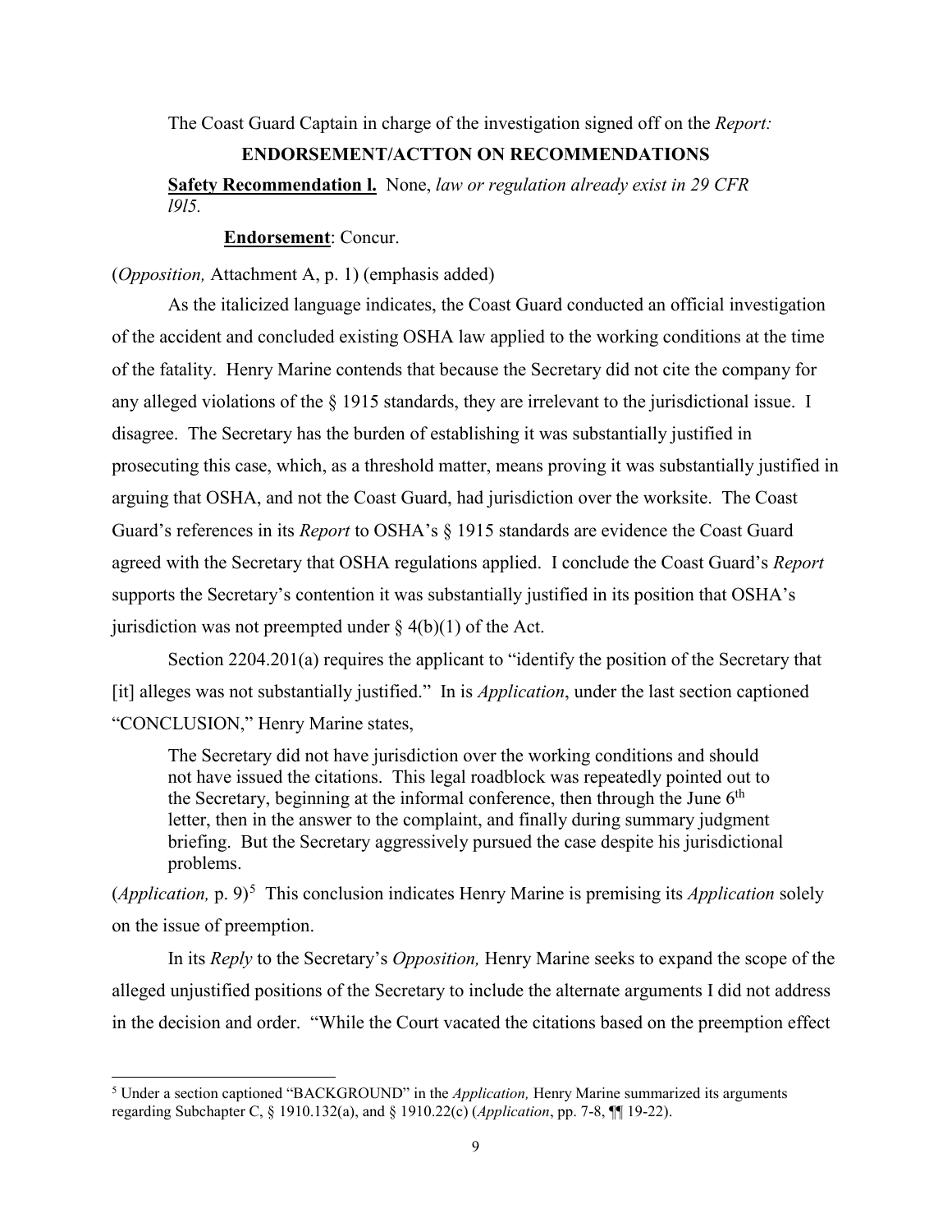The Coast Guard Captain in charge of the investigation signed off on the *Report:*

> **ENDORSEMENT/ACTTON ON RECOMMENDATIONS**
>
> **Safety Recommendation l.** None, *law or regulation already exist in 29 CFR l9l5.*
>
> **Endorsement**: Concur.

(*Opposition,* Attachment A, p. 1) (emphasis added)

As the italicized language indicates, the Coast Guard conducted an official investigation of the accident and concluded existing OSHA law applied to the working conditions at the time of the fatality. Henry Marine contends that because the Secretary did not cite the company for any alleged violations of the § 1915 standards, they are irrelevant to the jurisdictional issue. I disagree. The Secretary has the burden of establishing it was substantially justified in prosecuting this case, which, as a threshold matter, means proving it was substantially justified in arguing that OSHA, and not the Coast Guard, had jurisdiction over the worksite. The Coast Guard's references in its *Report* to OSHA's § 1915 standards are evidence the Coast Guard agreed with the Secretary that OSHA regulations applied. I conclude the Coast Guard's *Report* supports the Secretary's contention it was substantially justified in its position that OSHA's jurisdiction was not preempted under § 4(b)(1) of the Act.

Section 2204.201(a) requires the applicant to "identify the position of the Secretary that [it] alleges was not substantially justified." In is *Application*, under the last section captioned "CONCLUSION," Henry Marine states,

> The Secretary did not have jurisdiction over the working conditions and should not have issued the citations. This legal roadblock was repeatedly pointed out to the Secretary, beginning at the informal conference, then through the June 6th letter, then in the answer to the complaint, and finally during summary judgment briefing. But the Secretary aggressively pursued the case despite his jurisdictional problems.

(*Application,* p. 9)[5] This conclusion indicates Henry Marine is premising its *Application* solely on the issue of preemption.

In its *Reply* to the Secretary's *Opposition,* Henry Marine seeks to expand the scope of the alleged unjustified positions of the Secretary to include the alternate arguments I did not address in the decision and order. "While the Court vacated the citations based on the preemption effect

---

[5] Under a section captioned "BACKGROUND" in the *Application,* Henry Marine summarized its arguments regarding Subchapter C, § 1910.132(a), and § 1910.22(c) (*Application*, pp. 7-8, ¶¶ 19-22).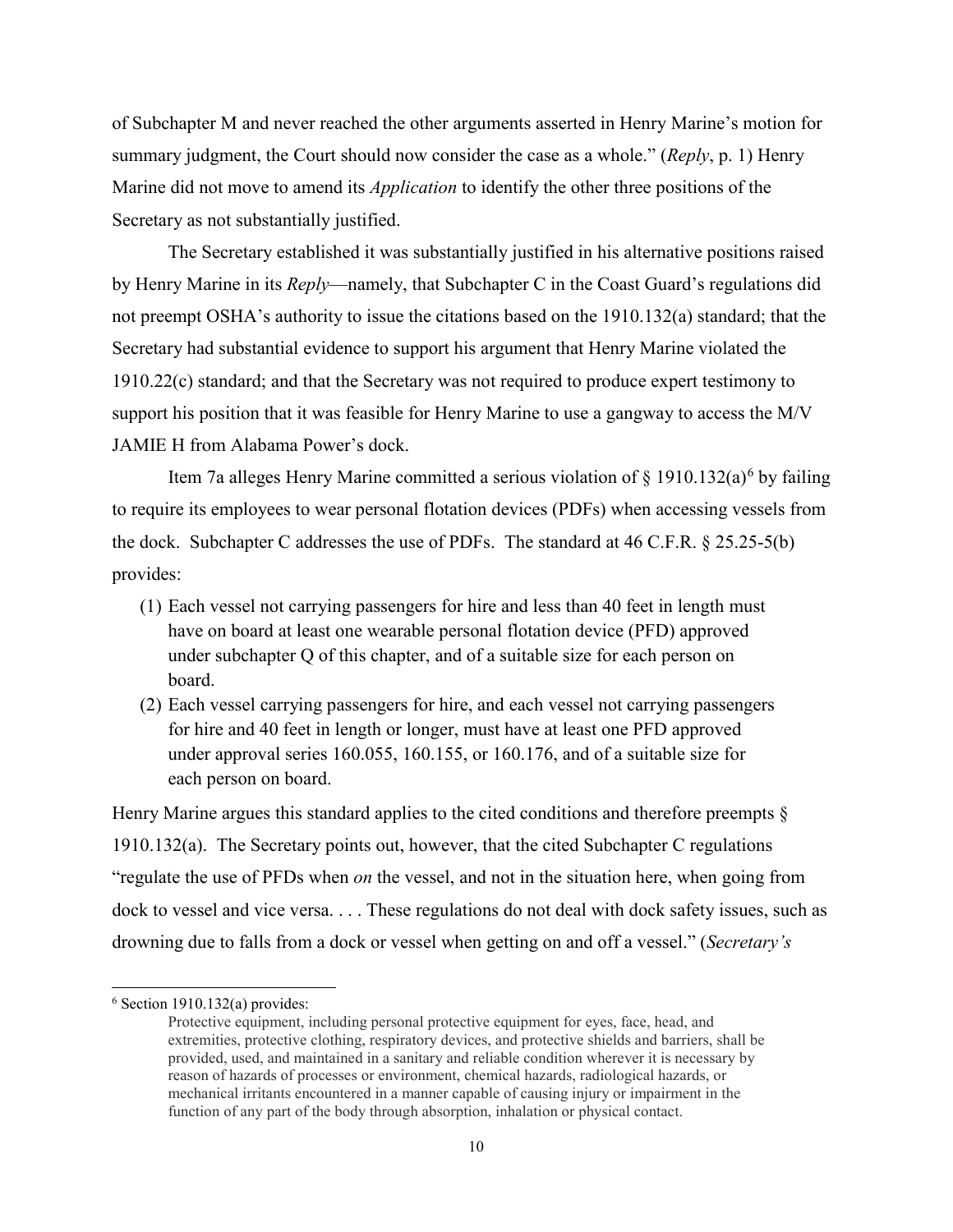of Subchapter M and never reached the other arguments asserted in Henry Marine's motion for summary judgment, the Court should now consider the case as a whole." (*Reply*, p. 1) Henry Marine did not move to amend its *Application* to identify the other three positions of the Secretary as not substantially justified.

The Secretary established it was substantially justified in his alternative positions raised by Henry Marine in its *Reply*—namely, that Subchapter C in the Coast Guard's regulations did not preempt OSHA's authority to issue the citations based on the 1910.132(a) standard; that the Secretary had substantial evidence to support his argument that Henry Marine violated the 1910.22(c) standard; and that the Secretary was not required to produce expert testimony to support his position that it was feasible for Henry Marine to use a gangway to access the M/V JAMIE H from Alabama Power's dock.

Item 7a alleges Henry Marine committed a serious violation of § 1910.132(a)[6] by failing to require its employees to wear personal flotation devices (PDFs) when accessing vessels from the dock. Subchapter C addresses the use of PDFs. The standard at 46 C.F.R. § 25.25-5(b) provides:

(1) Each vessel not carrying passengers for hire and less than 40 feet in length must have on board at least one wearable personal flotation device (PFD) approved under subchapter Q of this chapter, and of a suitable size for each person on board.

(2) Each vessel carrying passengers for hire, and each vessel not carrying passengers for hire and 40 feet in length or longer, must have at least one PFD approved under approval series 160.055, 160.155, or 160.176, and of a suitable size for each person on board.

Henry Marine argues this standard applies to the cited conditions and therefore preempts § 1910.132(a). The Secretary points out, however, that the cited Subchapter C regulations "regulate the use of PFDs when *on* the vessel, and not in the situation here, when going from dock to vessel and vice versa. . . . These regulations do not deal with dock safety issues, such as drowning due to falls from a dock or vessel when getting on and off a vessel." (*Secretary's*

---

[6] Section 1910.132(a) provides:

> Protective equipment, including personal protective equipment for eyes, face, head, and extremities, protective clothing, respiratory devices, and protective shields and barriers, shall be provided, used, and maintained in a sanitary and reliable condition wherever it is necessary by reason of hazards of processes or environment, chemical hazards, radiological hazards, or mechanical irritants encountered in a manner capable of causing injury or impairment in the function of any part of the body through absorption, inhalation or physical contact.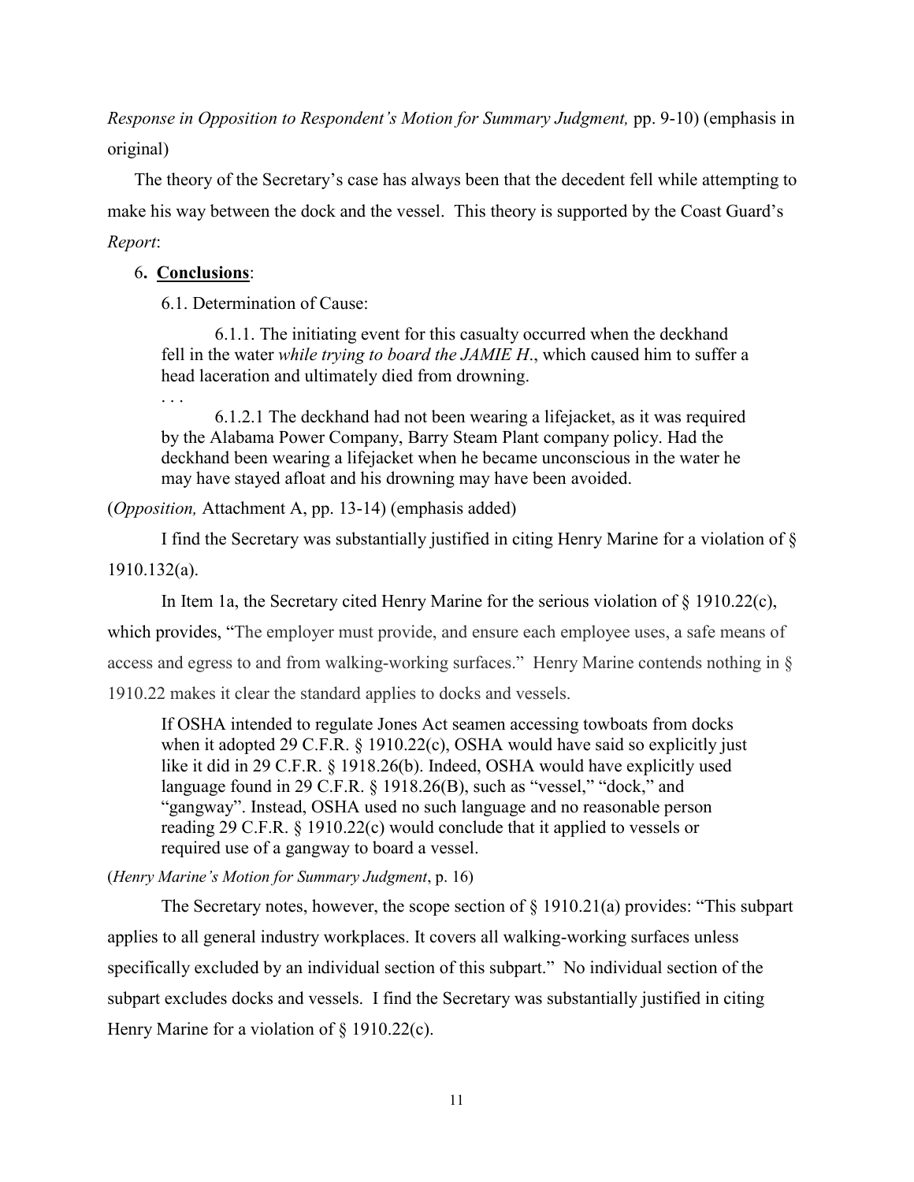*Response in Opposition to Respondent's Motion for Summary Judgment,* pp. 9-10) (emphasis in original)

The theory of the Secretary's case has always been that the decedent fell while attempting to make his way between the dock and the vessel. This theory is supported by the Coast Guard's *Report*:

6**. Conclusions**:

6.1. Determination of Cause:

> 6.1.1. The initiating event for this casualty occurred when the deckhand fell in the water *while trying to board the JAMIE H*., which caused him to suffer a head laceration and ultimately died from drowning.
>
> . . .
>
> 6.1.2.1 The deckhand had not been wearing a lifejacket, as it was required by the Alabama Power Company, Barry Steam Plant company policy. Had the deckhand been wearing a lifejacket when he became unconscious in the water he may have stayed afloat and his drowning may have been avoided.

(*Opposition,* Attachment A, pp. 13-14) (emphasis added)

I find the Secretary was substantially justified in citing Henry Marine for a violation of § 1910.132(a).

In Item 1a, the Secretary cited Henry Marine for the serious violation of § 1910.22(c), which provides, "The employer must provide, and ensure each employee uses, a safe means of access and egress to and from walking-working surfaces." Henry Marine contends nothing in § 1910.22 makes it clear the standard applies to docks and vessels.

> If OSHA intended to regulate Jones Act seamen accessing towboats from docks when it adopted 29 C.F.R. § 1910.22(c), OSHA would have said so explicitly just like it did in 29 C.F.R. § 1918.26(b). Indeed, OSHA would have explicitly used language found in 29 C.F.R. § 1918.26(B), such as "vessel," "dock," and "gangway". Instead, OSHA used no such language and no reasonable person reading 29 C.F.R. § 1910.22(c) would conclude that it applied to vessels or required use of a gangway to board a vessel.

(*Henry Marine's Motion for Summary Judgment*, p. 16)

The Secretary notes, however, the scope section of § 1910.21(a) provides: "This subpart applies to all general industry workplaces. It covers all walking-working surfaces unless specifically excluded by an individual section of this subpart." No individual section of the subpart excludes docks and vessels. I find the Secretary was substantially justified in citing Henry Marine for a violation of § 1910.22(c).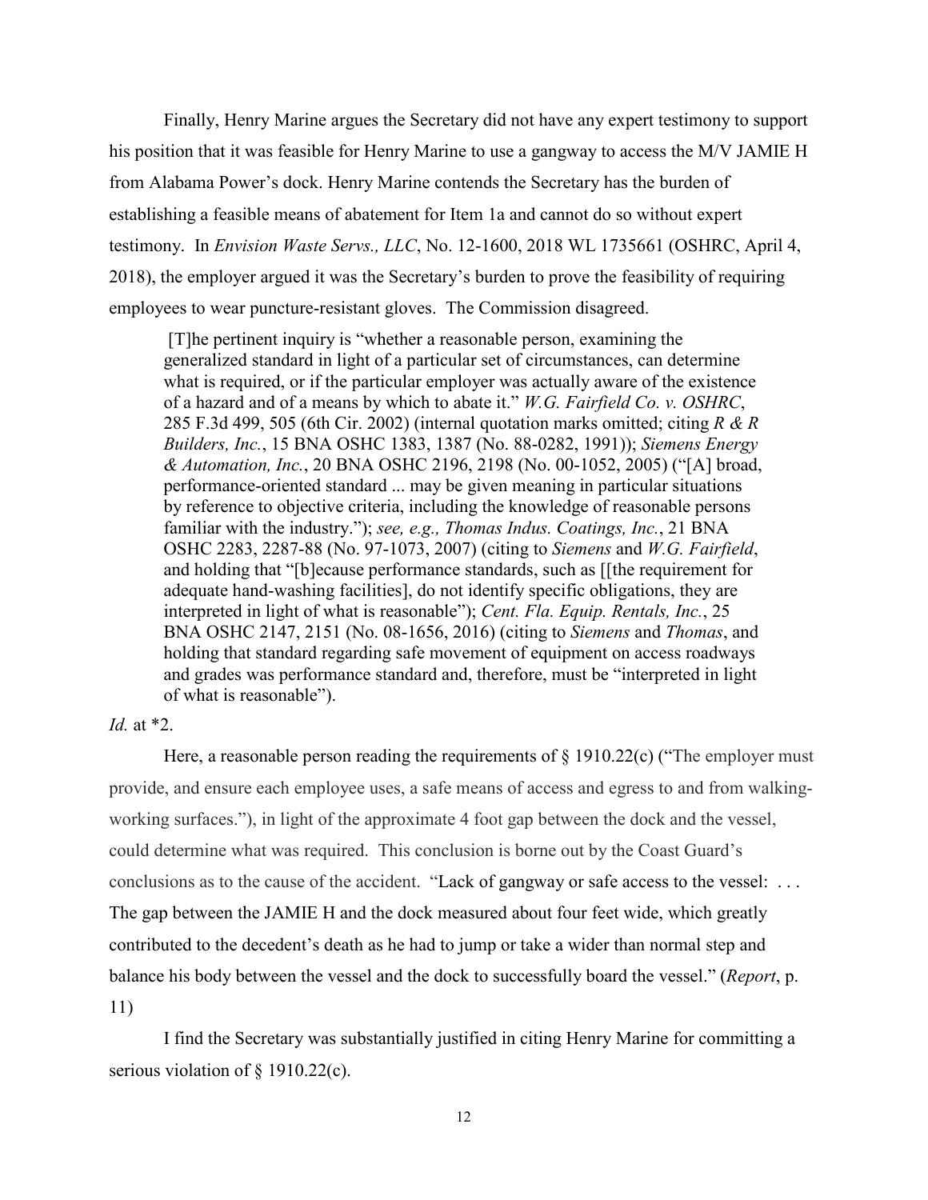Finally, Henry Marine argues the Secretary did not have any expert testimony to support his position that it was feasible for Henry Marine to use a gangway to access the M/V JAMIE H from Alabama Power's dock. Henry Marine contends the Secretary has the burden of establishing a feasible means of abatement for Item 1a and cannot do so without expert testimony. In *Envision Waste Servs., LLC*, No. 12-1600, 2018 WL 1735661 (OSHRC, April 4, 2018), the employer argued it was the Secretary's burden to prove the feasibility of requiring employees to wear puncture-resistant gloves. The Commission disagreed.

> [T]he pertinent inquiry is "whether a reasonable person, examining the generalized standard in light of a particular set of circumstances, can determine what is required, or if the particular employer was actually aware of the existence of a hazard and of a means by which to abate it." *W.G. Fairfield Co. v. OSHRC*, 285 F.3d 499, 505 (6th Cir. 2002) (internal quotation marks omitted; citing *R & R Builders, Inc.*, 15 BNA OSHC 1383, 1387 (No. 88-0282, 1991)); *Siemens Energy & Automation, Inc.*, 20 BNA OSHC 2196, 2198 (No. 00-1052, 2005) ("[A] broad, performance-oriented standard ... may be given meaning in particular situations by reference to objective criteria, including the knowledge of reasonable persons familiar with the industry."); *see, e.g., Thomas Indus. Coatings, Inc.*, 21 BNA OSHC 2283, 2287-88 (No. 97-1073, 2007) (citing to *Siemens* and *W.G. Fairfield*, and holding that "[b]ecause performance standards, such as [[the requirement for adequate hand-washing facilities], do not identify specific obligations, they are interpreted in light of what is reasonable"); *Cent. Fla. Equip. Rentals, Inc.*, 25 BNA OSHC 2147, 2151 (No. 08-1656, 2016) (citing to *Siemens* and *Thomas*, and holding that standard regarding safe movement of equipment on access roadways and grades was performance standard and, therefore, must be "interpreted in light of what is reasonable").

*Id.* at \*2.

Here, a reasonable person reading the requirements of § 1910.22(c) ("The employer must provide, and ensure each employee uses, a safe means of access and egress to and from walking-working surfaces."), in light of the approximate 4 foot gap between the dock and the vessel, could determine what was required. This conclusion is borne out by the Coast Guard's conclusions as to the cause of the accident. "Lack of gangway or safe access to the vessel: . . . The gap between the JAMIE H and the dock measured about four feet wide, which greatly contributed to the decedent's death as he had to jump or take a wider than normal step and balance his body between the vessel and the dock to successfully board the vessel." (*Report*, p. 11)

I find the Secretary was substantially justified in citing Henry Marine for committing a serious violation of § 1910.22(c).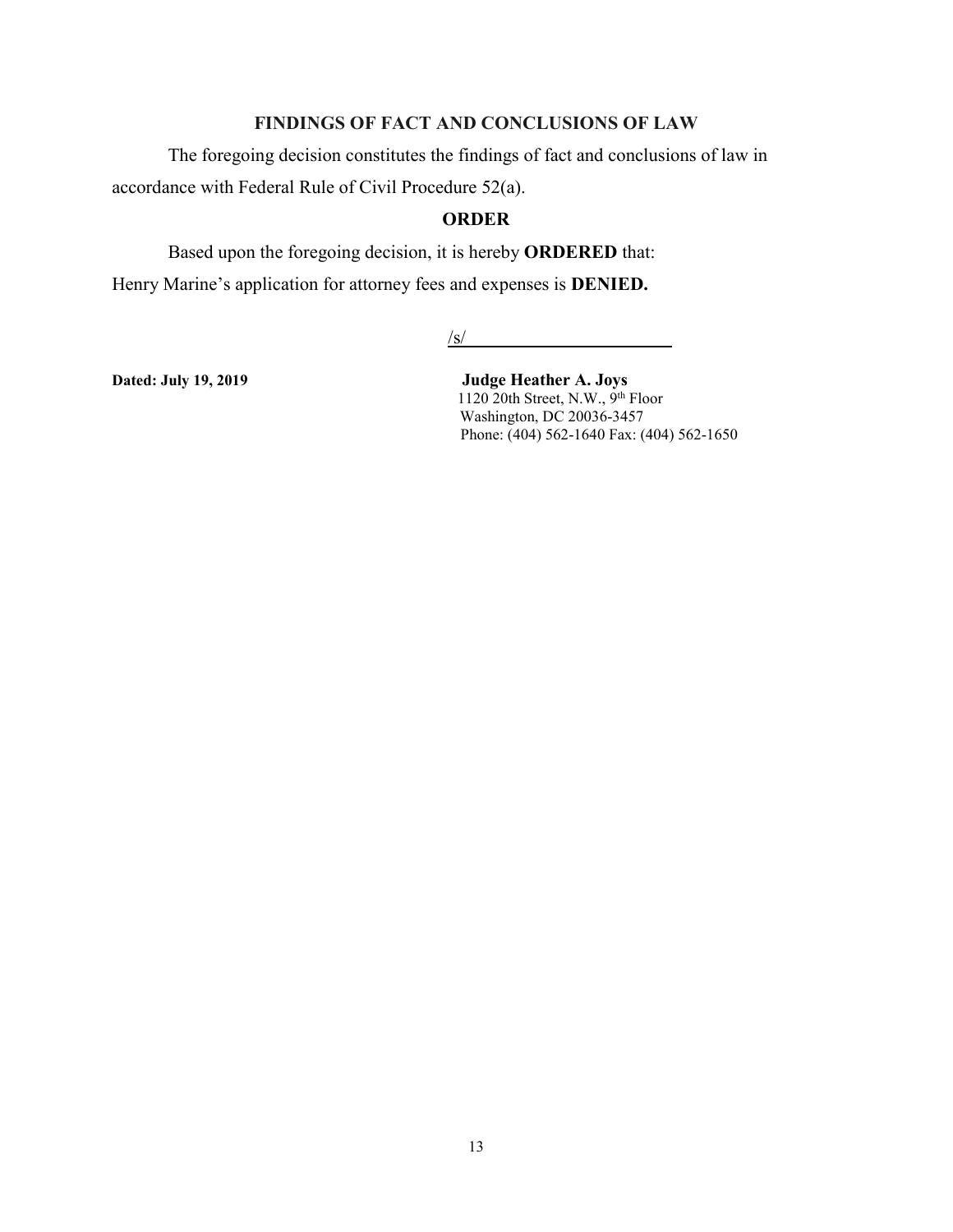## FINDINGS OF FACT AND CONCLUSIONS OF LAW

The foregoing decision constitutes the findings of fact and conclusions of law in accordance with Federal Rule of Civil Procedure 52(a).

## ORDER

Based upon the foregoing decision, it is hereby **ORDERED** that:
Henry Marine's application for attorney fees and expenses is **DENIED.**

/s/

**Dated: July 19, 2019**

**Judge Heather A. Joys**
1120 20th Street, N.W., 9th Floor
Washington, DC 20036-3457
Phone: (404) 562-1640 Fax: (404) 562-1650